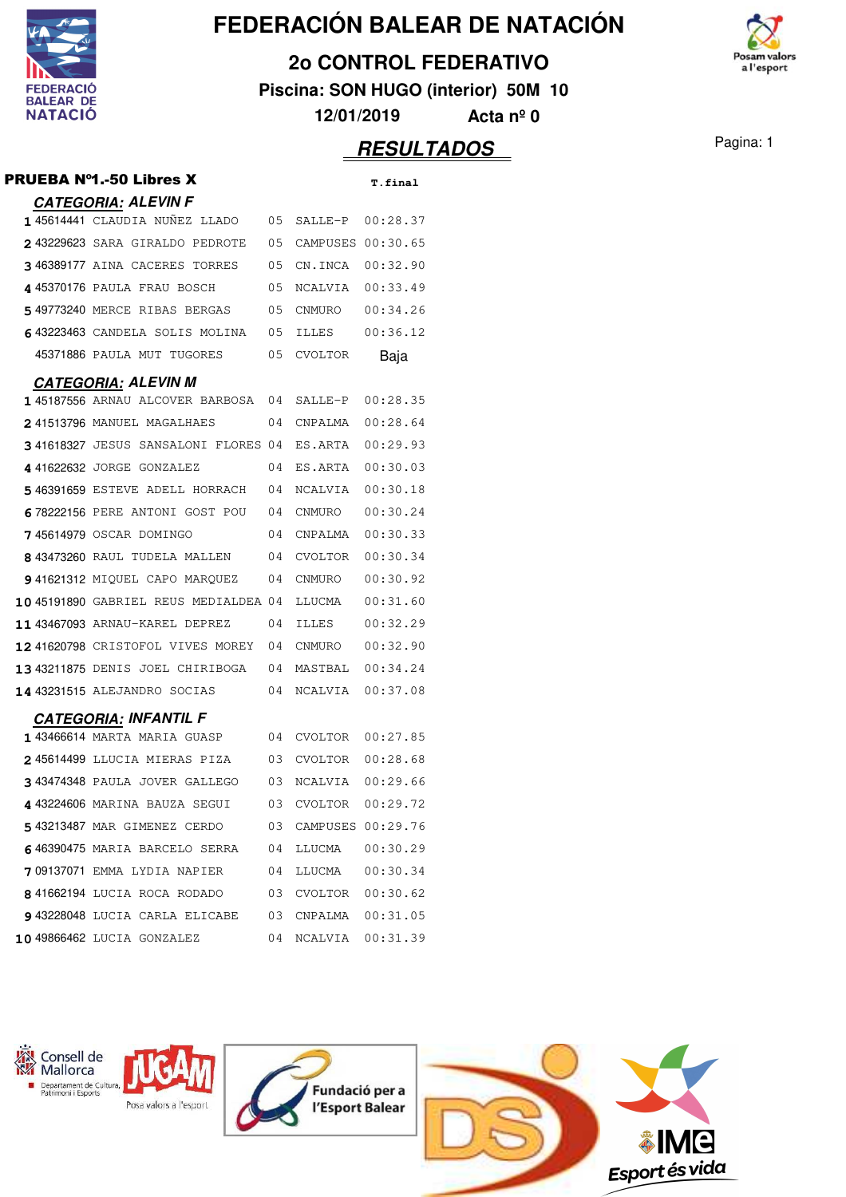# FEDERACIÓN BALEAR DE NATACIÓN

## 2o CONTROL FEDERATIVO

**Piscina: SON HUGO (interior) 50M 10**

**12/01/2019 Acta nº 0**

## RESULTADOS

### PRUEBA Nº1.-50 Libres X

**CATEGORIA: ALEVIN F**

| | | | | | T.final |
|---|---|---|---|---|---|
| 1 | 45614441 | CLAUDIA NUÑEZ LLADO | 05 | SALLE-P | 00:28.37 |
| 2 | 43229623 | SARA GIRALDO PEDROTE | 05 | CAMPUSES | 00:30.65 |
| 3 | 46389177 | AINA CACERES TORRES | 05 | CN.INCA | 00:32.90 |
| 4 | 45370176 | PAULA FRAU BOSCH | 05 | NCALVIA | 00:33.49 |
| 5 | 49773240 | MERCE RIBAS BERGAS | 05 | CNMURO | 00:34.26 |
| 6 | 43223463 | CANDELA SOLIS MOLINA | 05 | ILLES | 00:36.12 |
| | 45371886 | PAULA MUT TUGORES | 05 | CVOLTOR | Baja |

**CATEGORIA: ALEVIN M**

| | | | | | T.final |
|---|---|---|---|---|---|
| 1 | 45187556 | ARNAU ALCOVER BARBOSA | 04 | SALLE-P | 00:28.35 |
| 2 | 41513796 | MANUEL MAGALHAES | 04 | CNPALMA | 00:28.64 |
| 3 | 41618327 | JESUS SANSALONI FLORES | 04 | ES.ARTA | 00:29.93 |
| 4 | 41622632 | JORGE GONZALEZ | 04 | ES.ARTA | 00:30.03 |
| 5 | 46391659 | ESTEVE ADELL HORRACH | 04 | NCALVIA | 00:30.18 |
| 6 | 78222156 | PERE ANTONI GOST POU | 04 | CNMURO | 00:30.24 |
| 7 | 45614979 | OSCAR DOMINGO | 04 | CNPALMA | 00:30.33 |
| 8 | 43473260 | RAUL TUDELA MALLEN | 04 | CVOLTOR | 00:30.34 |
| 9 | 41621312 | MIQUEL CAPO MARQUEZ | 04 | CNMURO | 00:30.92 |
| 10 | 45191890 | GABRIEL REUS MEDIALDEA | 04 | LLUCMA | 00:31.60 |
| 11 | 43467093 | ARNAU-KAREL DEPREZ | 04 | ILLES | 00:32.29 |
| 12 | 41620798 | CRISTOFOL VIVES MOREY | 04 | CNMURO | 00:32.90 |
| 13 | 43211875 | DENIS JOEL CHIRIBOGA | 04 | MASTBAL | 00:34.24 |
| 14 | 43231515 | ALEJANDRO SOCIAS | 04 | NCALVIA | 00:37.08 |

**CATEGORIA: INFANTIL F**

| | | | | | T.final |
|---|---|---|---|---|---|
| 1 | 43466614 | MARTA MARIA GUASP | 04 | CVOLTOR | 00:27.85 |
| 2 | 45614499 | LLUCIA MIERAS PIZA | 03 | CVOLTOR | 00:28.68 |
| 3 | 43474348 | PAULA JOVER GALLEGO | 03 | NCALVIA | 00:29.66 |
| 4 | 43224606 | MARINA BAUZA SEGUI | 03 | CVOLTOR | 00:29.72 |
| 5 | 43213487 | MAR GIMENEZ CERDO | 03 | CAMPUSES | 00:29.76 |
| 6 | 46390475 | MARIA BARCELO SERRA | 04 | LLUCMA | 00:30.29 |
| 7 | 09137071 | EMMA LYDIA NAPIER | 04 | LLUCMA | 00:30.34 |
| 8 | 41662194 | LUCIA ROCA RODADO | 03 | CVOLTOR | 00:30.62 |
| 9 | 43228048 | LUCIA CARLA ELICABE | 03 | CNPALMA | 00:31.05 |
| 10 | 49866462 | LUCIA GONZALEZ | 04 | NCALVIA | 00:31.39 |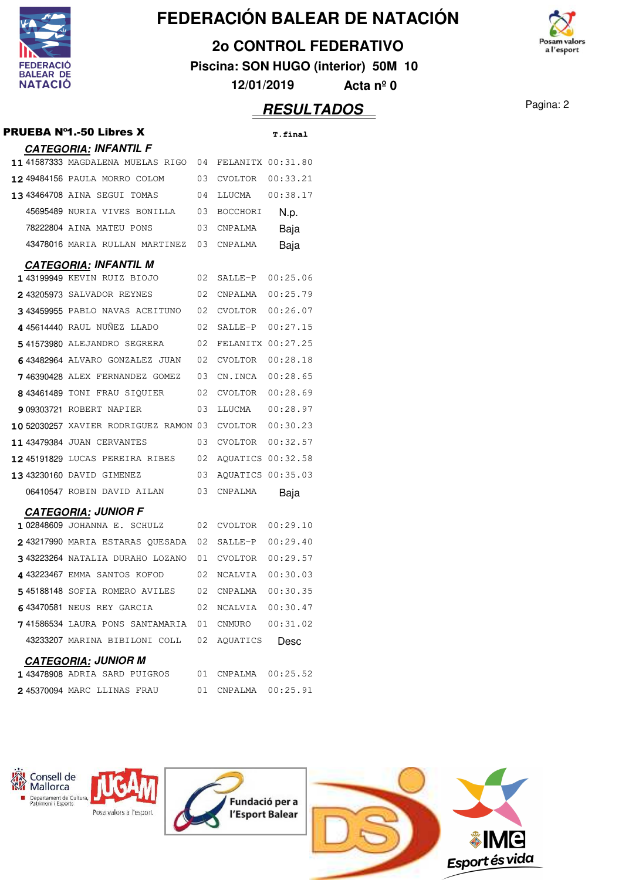# FEDERACIÓN BALEAR DE NATACIÓN

## 2o CONTROL FEDERATIVO

**Piscina: SON HUGO (interior) 50M 10**

**12/01/2019 Acta nº 0**

## RESULTADOS

### PRUEBA Nº1.-50 Libres X

#### CATEGORIA: INFANTIL F

| | | | | | T.final |
|---|---|---|---|---|---|
| 11 | 41587333 | MAGDALENA MUELAS RIGO | 04 | FELANITX | 00:31.80 |
| 12 | 49484156 | PAULA MORRO COLOM | 03 | CVOLTOR | 00:33.21 |
| 13 | 43464708 | AINA SEGUI TOMAS | 04 | LLUCMA | 00:38.17 |
| | 45695489 | NURIA VIVES BONILLA | 03 | BOCCHORI | N.p. |
| | 78222804 | AINA MATEU PONS | 03 | CNPALMA | Baja |
| | 43478016 | MARIA RULLAN MARTINEZ | 03 | CNPALMA | Baja |

#### CATEGORIA: INFANTIL M

| | | | | | T.final |
|---|---|---|---|---|---|
| 1 | 43199949 | KEVIN RUIZ BIOJO | 02 | SALLE-P | 00:25.06 |
| 2 | 43205973 | SALVADOR REYNES | 02 | CNPALMA | 00:25.79 |
| 3 | 43459955 | PABLO NAVAS ACEITUNO | 02 | CVOLTOR | 00:26.07 |
| 4 | 45614440 | RAUL NUÑEZ LLADO | 02 | SALLE-P | 00:27.15 |
| 5 | 41573980 | ALEJANDRO SEGRERA | 02 | FELANITX | 00:27.25 |
| 6 | 43482964 | ALVARO GONZALEZ JUAN | 02 | CVOLTOR | 00:28.18 |
| 7 | 46390428 | ALEX FERNANDEZ GOMEZ | 03 | CN.INCA | 00:28.65 |
| 8 | 43461489 | TONI FRAU SIQUIER | 02 | CVOLTOR | 00:28.69 |
| 9 | 09303721 | ROBERT NAPIER | 03 | LLUCMA | 00:28.97 |
| 10 | 52030257 | XAVIER RODRIGUEZ RAMON | 03 | CVOLTOR | 00:30.23 |
| 11 | 43479384 | JUAN CERVANTES | 03 | CVOLTOR | 00:32.57 |
| 12 | 45191829 | LUCAS PEREIRA RIBES | 02 | AQUATICS | 00:32.58 |
| 13 | 43230160 | DAVID GIMENEZ | 03 | AQUATICS | 00:35.03 |
| | 06410547 | ROBIN DAVID AILAN | 03 | CNPALMA | Baja |

#### CATEGORIA: JUNIOR F

| | | | | | T.final |
|---|---|---|---|---|---|
| 1 | 02848609 | JOHANNA E. SCHULZ | 02 | CVOLTOR | 00:29.10 |
| 2 | 43217990 | MARIA ESTARAS QUESADA | 02 | SALLE-P | 00:29.40 |
| 3 | 43223264 | NATALIA DURAHO LOZANO | 01 | CVOLTOR | 00:29.57 |
| 4 | 43223467 | EMMA SANTOS KOFOD | 02 | NCALVIA | 00:30.03 |
| 5 | 45188148 | SOFIA ROMERO AVILES | 02 | CNPALMA | 00:30.35 |
| 6 | 43470581 | NEUS REY GARCIA | 02 | NCALVIA | 00:30.47 |
| 7 | 41586534 | LAURA PONS SANTAMARIA | 01 | CNMURO | 00:31.02 |
| | 43233207 | MARINA BIBILONI COLL | 02 | AQUATICS | Desc |

#### CATEGORIA: JUNIOR M

| | | | | | T.final |
|---|---|---|---|---|---|
| 1 | 43478908 | ADRIA SARD PUIGROS | 01 | CNPALMA | 00:25.52 |
| 2 | 45370094 | MARC LLINAS FRAU | 01 | CNPALMA | 00:25.91 |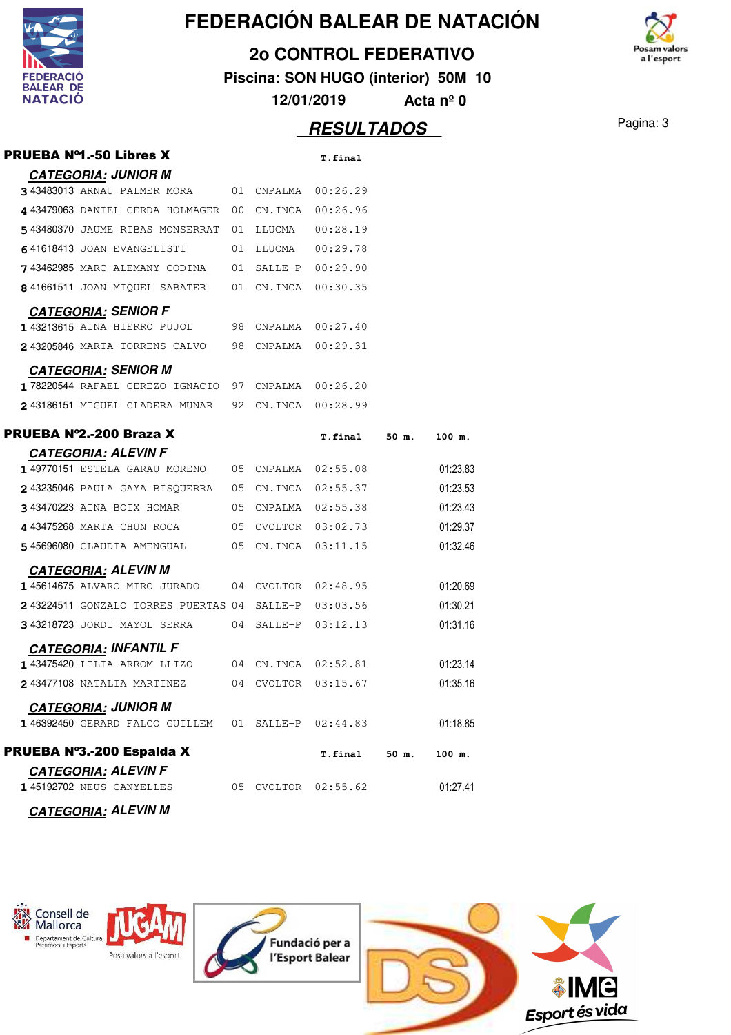# FEDERACIÓN BALEAR DE NATACIÓN

## 2o CONTROL FEDERATIVO

**Piscina: SON HUGO (interior) 50M 10**

**12/01/2019 Acta nº 0**

## RESULTADOS

### PRUEBA Nº1.-50 Libres X

**CATEGORIA: JUNIOR M**

| | | | | | T.final |
|---|---|---|---|---|---|
| 3 | 43483013 | ARNAU PALMER MORA | 01 | CNPALMA | 00:26.29 |
| 4 | 43479063 | DANIEL CERDA HOLMAGER | 00 | CN.INCA | 00:26.96 |
| 5 | 43480370 | JAUME RIBAS MONSERRAT | 01 | LLUCMA | 00:28.19 |
| 6 | 41618413 | JOAN EVANGELISTI | 01 | LLUCMA | 00:29.78 |
| 7 | 43462985 | MARC ALEMANY CODINA | 01 | SALLE-P | 00:29.90 |
| 8 | 41661511 | JOAN MIQUEL SABATER | 01 | CN.INCA | 00:30.35 |

**CATEGORIA: SENIOR F**

| | | | | | T.final |
|---|---|---|---|---|---|
| 1 | 43213615 | AINA HIERRO PUJOL | 98 | CNPALMA | 00:27.40 |
| 2 | 43205846 | MARTA TORRENS CALVO | 98 | CNPALMA | 00:29.31 |

**CATEGORIA: SENIOR M**

| | | | | | T.final |
|---|---|---|---|---|---|
| 1 | 78220544 | RAFAEL CEREZO IGNACIO | 97 | CNPALMA | 00:26.20 |
| 2 | 43186151 | MIGUEL CLADERA MUNAR | 92 | CN.INCA | 00:28.99 |

### PRUEBA Nº2.-200 Braza X

**CATEGORIA: ALEVIN F**

| | | | | | T.final | 50 m. | 100 m. |
|---|---|---|---|---|---|---|---|
| 1 | 49770151 | ESTELA GARAU MORENO | 05 | CNPALMA | 02:55.08 | | 01:23.83 |
| 2 | 43235046 | PAULA GAYA BISQUERRA | 05 | CN.INCA | 02:55.37 | | 01:23.53 |
| 3 | 43470223 | AINA BOIX HOMAR | 05 | CNPALMA | 02:55.38 | | 01:23.43 |
| 4 | 43475268 | MARTA CHUN ROCA | 05 | CVOLTOR | 03:02.73 | | 01:29.37 |
| 5 | 45696080 | CLAUDIA AMENGUAL | 05 | CN.INCA | 03:11.15 | | 01:32.46 |

**CATEGORIA: ALEVIN M**

| | | | | | T.final | 50 m. | 100 m. |
|---|---|---|---|---|---|---|---|
| 1 | 45614675 | ALVARO MIRO JURADO | 04 | CVOLTOR | 02:48.95 | | 01:20.69 |
| 2 | 43224511 | GONZALO TORRES PUERTAS | 04 | SALLE-P | 03:03.56 | | 01:30.21 |
| 3 | 43218723 | JORDI MAYOL SERRA | 04 | SALLE-P | 03:12.13 | | 01:31.16 |

**CATEGORIA: INFANTIL F**

| | | | | | T.final | 50 m. | 100 m. |
|---|---|---|---|---|---|---|---|
| 1 | 43475420 | LILIA ARROM LLIZO | 04 | CN.INCA | 02:52.81 | | 01:23.14 |
| 2 | 43477108 | NATALIA MARTINEZ | 04 | CVOLTOR | 03:15.67 | | 01:35.16 |

**CATEGORIA: JUNIOR M**

| | | | | | T.final | 50 m. | 100 m. |
|---|---|---|---|---|---|---|---|
| 1 | 46392450 | GERARD FALCO GUILLEM | 01 | SALLE-P | 02:44.83 | | 01:18.85 |

### PRUEBA Nº3.-200 Espalda X

**CATEGORIA: ALEVIN F**

| | | | | | T.final | 50 m. | 100 m. |
|---|---|---|---|---|---|---|---|
| 1 | 45192702 | NEUS CANYELLES | 05 | CVOLTOR | 02:55.62 | | 01:27.41 |

**CATEGORIA: ALEVIN M**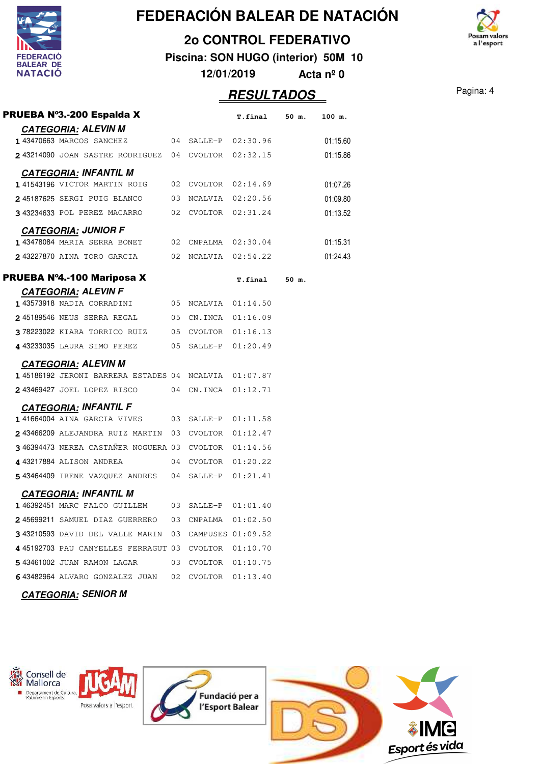# FEDERACIÓN BALEAR DE NATACIÓN

## 2o CONTROL FEDERATIVO

**Piscina: SON HUGO (interior) 50M 10**

**12/01/2019 Acta nº 0**

## RESULTADOS

### PRUEBA Nº3.-200 Espalda X

| | | | | | T.final | 50 m. | 100 m. |
|---|---|---|---|---|---|---|---|
| ***CATEGORIA: ALEVIN M*** | | | | | | | |
| 1 | 43470663 | MARCOS SANCHEZ | 04 | SALLE-P | 02:30.96 | | 01:15.60 |
| 2 | 43214090 | JOAN SASTRE RODRIGUEZ | 04 | CVOLTOR | 02:32.15 | | 01:15.86 |
| ***CATEGORIA: INFANTIL M*** | | | | | | | |
| 1 | 41543196 | VICTOR MARTIN ROIG | 02 | CVOLTOR | 02:14.69 | | 01:07.26 |
| 2 | 45187625 | SERGI PUIG BLANCO | 03 | NCALVIA | 02:20.56 | | 01:09.80 |
| 3 | 43234633 | POL PEREZ MACARRO | 02 | CVOLTOR | 02:31.24 | | 01:13.52 |
| ***CATEGORIA: JUNIOR F*** | | | | | | | |
| 1 | 43478084 | MARIA SERRA BONET | 02 | CNPALMA | 02:30.04 | | 01:15.31 |
| 2 | 43227870 | AINA TORO GARCIA | 02 | NCALVIA | 02:54.22 | | 01:24.43 |

### PRUEBA Nº4.-100 Mariposa X

| | | | | | T.final | 50 m. |
|---|---|---|---|---|---|---|
| ***CATEGORIA: ALEVIN F*** | | | | | | |
| 1 | 43573918 | NADIA CORRADINI | 05 | NCALVIA | 01:14.50 | |
| 2 | 45189546 | NEUS SERRA REGAL | 05 | CN.INCA | 01:16.09 | |
| 3 | 78223022 | KIARA TORRICO RUIZ | 05 | CVOLTOR | 01:16.13 | |
| 4 | 43233035 | LAURA SIMO PEREZ | 05 | SALLE-P | 01:20.49 | |
| ***CATEGORIA: ALEVIN M*** | | | | | | |
| 1 | 45186192 | JERONI BARRERA ESTADES | 04 | NCALVIA | 01:07.87 | |
| 2 | 43469427 | JOEL LOPEZ RISCO | 04 | CN.INCA | 01:12.71 | |
| ***CATEGORIA: INFANTIL F*** | | | | | | |
| 1 | 41664004 | AINA GARCIA VIVES | 03 | SALLE-P | 01:11.58 | |
| 2 | 43466209 | ALEJANDRA RUIZ MARTIN | 03 | CVOLTOR | 01:12.47 | |
| 3 | 46394473 | NEREA CASTAÑER NOGUERA | 03 | CVOLTOR | 01:14.56 | |
| 4 | 43217884 | ALISON ANDREA | 04 | CVOLTOR | 01:20.22 | |
| 5 | 43464409 | IRENE VAZQUEZ ANDRES | 04 | SALLE-P | 01:21.41 | |
| ***CATEGORIA: INFANTIL M*** | | | | | | |
| 1 | 46392451 | MARC FALCO GUILLEM | 03 | SALLE-P | 01:01.40 | |
| 2 | 45699211 | SAMUEL DIAZ GUERRERO | 03 | CNPALMA | 01:02.50 | |
| 3 | 43210593 | DAVID DEL VALLE MARIN | 03 | CAMPUSES | 01:09.52 | |
| 4 | 45192703 | PAU CANYELLES FERRAGUT | 03 | CVOLTOR | 01:10.70 | |
| 5 | 43461002 | JUAN RAMON LAGAR | 03 | CVOLTOR | 01:10.75 | |
| 6 | 43482964 | ALVARO GONZALEZ JUAN | 02 | CVOLTOR | 01:13.40 | |

***CATEGORIA: SENIOR M***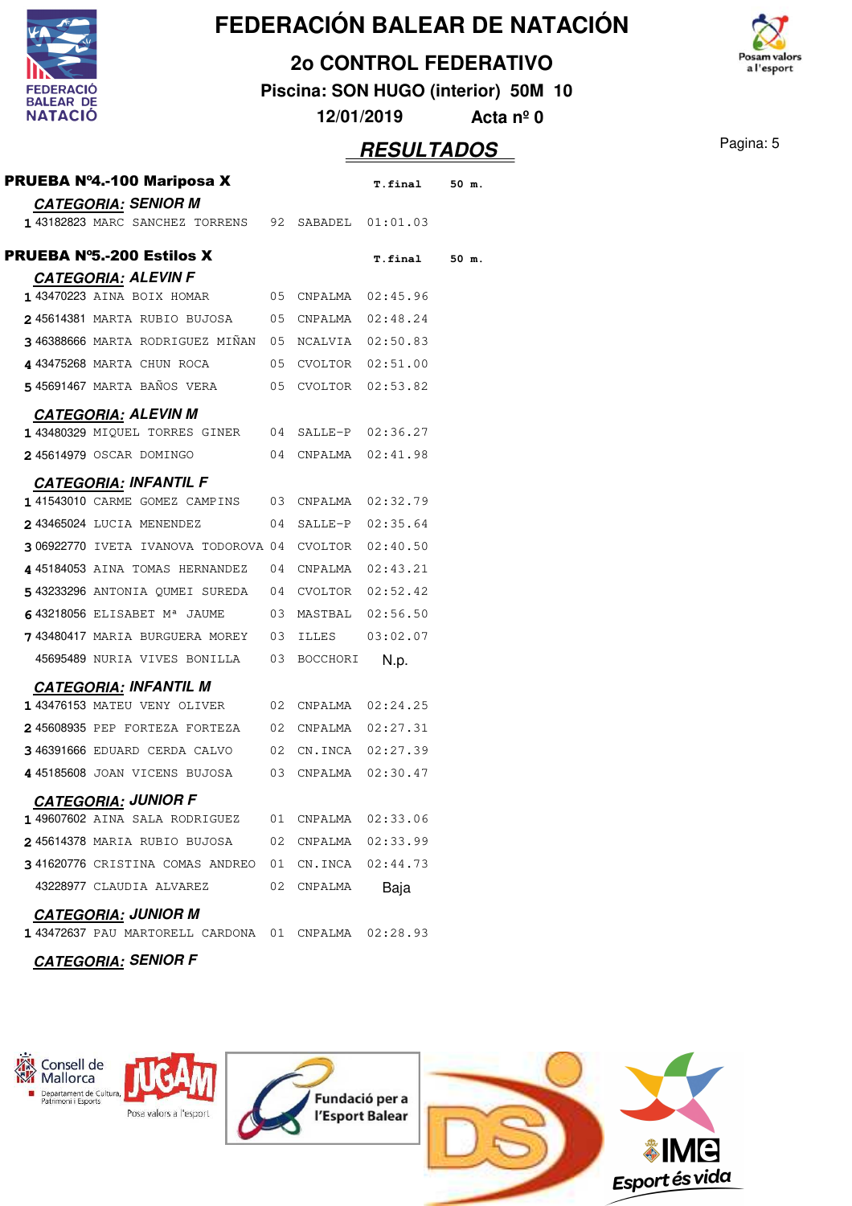# FEDERACIÓN BALEAR DE NATACIÓN

## 2o CONTROL FEDERATIVO

**Piscina: SON HUGO (interior) 50M 10**

**12/01/2019 Acta nº 0**

## RESULTADOS

### PRUEBA Nº4.-100 Mariposa X

| | | | | | T.final | 50 m. |
|---|---|---|---|---|---|---|
| | ***CATEGORIA:*** ***SENIOR M*** | | | | | |
| 1 | 43182823 | MARC SANCHEZ TORRENS | 92 | SABADEL | 01:01.03 | |

### PRUEBA Nº5.-200 Estilos X

| | | | | | T.final | 50 m. |
|---|---|---|---|---|---|---|
| | ***CATEGORIA:*** ***ALEVIN F*** | | | | | |
| 1 | 43470223 | AINA BOIX HOMAR | 05 | CNPALMA | 02:45.96 | |
| 2 | 45614381 | MARTA RUBIO BUJOSA | 05 | CNPALMA | 02:48.24 | |
| 3 | 46388666 | MARTA RODRIGUEZ MIÑAN | 05 | NCALVIA | 02:50.83 | |
| 4 | 43475268 | MARTA CHUN ROCA | 05 | CVOLTOR | 02:51.00 | |
| 5 | 45691467 | MARTA BAÑOS VERA | 05 | CVOLTOR | 02:53.82 | |
| | ***CATEGORIA:*** ***ALEVIN M*** | | | | | |
| 1 | 43480329 | MIQUEL TORRES GINER | 04 | SALLE-P | 02:36.27 | |
| 2 | 45614979 | OSCAR DOMINGO | 04 | CNPALMA | 02:41.98 | |
| | ***CATEGORIA:*** ***INFANTIL F*** | | | | | |
| 1 | 41543010 | CARME GOMEZ CAMPINS | 03 | CNPALMA | 02:32.79 | |
| 2 | 43465024 | LUCIA MENENDEZ | 04 | SALLE-P | 02:35.64 | |
| 3 | 06922770 | IVETA IVANOVA TODOROVA | 04 | CVOLTOR | 02:40.50 | |
| 4 | 45184053 | AINA TOMAS HERNANDEZ | 04 | CNPALMA | 02:43.21 | |
| 5 | 43233296 | ANTONIA QUMEI SUREDA | 04 | CVOLTOR | 02:52.42 | |
| 6 | 43218056 | ELISABET Mª JAUME | 03 | MASTBAL | 02:56.50 | |
| 7 | 43480417 | MARIA BURGUERA MOREY | 03 | ILLES | 03:02.07 | |
| | 45695489 | NURIA VIVES BONILLA | 03 | BOCCHORI | N.p. | |
| | ***CATEGORIA:*** ***INFANTIL M*** | | | | | |
| 1 | 43476153 | MATEU VENY OLIVER | 02 | CNPALMA | 02:24.25 | |
| 2 | 45608935 | PEP FORTEZA FORTEZA | 02 | CNPALMA | 02:27.31 | |
| 3 | 46391666 | EDUARD CERDA CALVO | 02 | CN.INCA | 02:27.39 | |
| 4 | 45185608 | JOAN VICENS BUJOSA | 03 | CNPALMA | 02:30.47 | |
| | ***CATEGORIA:*** ***JUNIOR F*** | | | | | |
| 1 | 49607602 | AINA SALA RODRIGUEZ | 01 | CNPALMA | 02:33.06 | |
| 2 | 45614378 | MARIA RUBIO BUJOSA | 02 | CNPALMA | 02:33.99 | |
| 3 | 41620776 | CRISTINA COMAS ANDREO | 01 | CN.INCA | 02:44.73 | |
| | 43228977 | CLAUDIA ALVAREZ | 02 | CNPALMA | Baja | |
| | ***CATEGORIA:*** ***JUNIOR M*** | | | | | |
| 1 | 43472637 | PAU MARTORELL CARDONA | 01 | CNPALMA | 02:28.93 | |
| | ***CATEGORIA:*** ***SENIOR F*** | | | | | |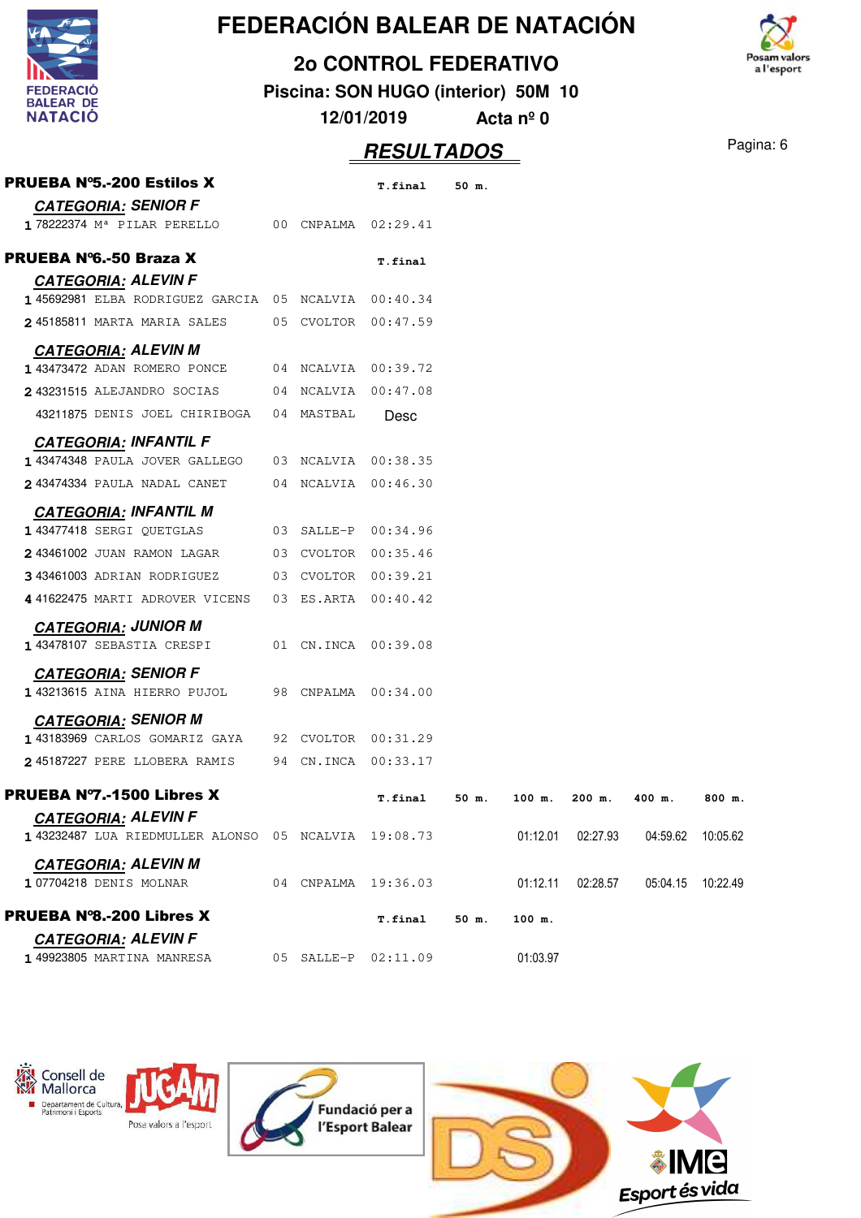# FEDERACIÓN BALEAR DE NATACIÓN

## 2o CONTROL FEDERATIVO

**Piscina: SON HUGO (interior) 50M 10**

**12/01/2019 Acta nº 0**

## RESULTADOS

### PRUEBA Nº5.-200 Estilos X

**CATEGORIA: SENIOR F**

| | | | | T.final | 50 m. |
|---|---|---|---|---|---|
| 1 | 78222374 Mª PILAR PERELLO | 00 | CNPALMA | 02:29.41 | |

### PRUEBA Nº6.-50 Braza X

**CATEGORIA: ALEVIN F**

| | | | | T.final |
|---|---|---|---|---|
| 1 | 45692981 ELBA RODRIGUEZ GARCIA | 05 | NCALVIA | 00:40.34 |
| 2 | 45185811 MARTA MARIA SALES | 05 | CVOLTOR | 00:47.59 |

**CATEGORIA: ALEVIN M**

| | | | | T.final |
|---|---|---|---|---|
| 1 | 43473472 ADAN ROMERO PONCE | 04 | NCALVIA | 00:39.72 |
| 2 | 43231515 ALEJANDRO SOCIAS | 04 | NCALVIA | 00:47.08 |
| | 43211875 DENIS JOEL CHIRIBOGA | 04 | MASTBAL | Desc |

**CATEGORIA: INFANTIL F**

| | | | | T.final |
|---|---|---|---|---|
| 1 | 43474348 PAULA JOVER GALLEGO | 03 | NCALVIA | 00:38.35 |
| 2 | 43474334 PAULA NADAL CANET | 04 | NCALVIA | 00:46.30 |

**CATEGORIA: INFANTIL M**

| | | | | T.final |
|---|---|---|---|---|
| 1 | 43477418 SERGI QUETGLAS | 03 | SALLE-P | 00:34.96 |
| 2 | 43461002 JUAN RAMON LAGAR | 03 | CVOLTOR | 00:35.46 |
| 3 | 43461003 ADRIAN RODRIGUEZ | 03 | CVOLTOR | 00:39.21 |
| 4 | 41622475 MARTI ADROVER VICENS | 03 | ES.ARTA | 00:40.42 |

**CATEGORIA: JUNIOR M**

| | | | | T.final |
|---|---|---|---|---|
| 1 | 43478107 SEBASTIA CRESPI | 01 | CN.INCA | 00:39.08 |

**CATEGORIA: SENIOR F**

| | | | | T.final |
|---|---|---|---|---|
| 1 | 43213615 AINA HIERRO PUJOL | 98 | CNPALMA | 00:34.00 |

**CATEGORIA: SENIOR M**

| | | | | T.final |
|---|---|---|---|---|
| 1 | 43183969 CARLOS GOMARIZ GAYA | 92 | CVOLTOR | 00:31.29 |
| 2 | 45187227 PERE LLOBERA RAMIS | 94 | CN.INCA | 00:33.17 |

### PRUEBA Nº7.-1500 Libres X

**CATEGORIA: ALEVIN F**

| | | | | T.final | 50 m. | 100 m. | 200 m. | 400 m. | 800 m. |
|---|---|---|---|---|---|---|---|---|---|
| 1 | 43232487 LUA RIEDMULLER ALONSO | 05 | NCALVIA | 19:08.73 | | 01:12.01 | 02:27.93 | 04:59.62 | 10:05.62 |

**CATEGORIA: ALEVIN M**

| | | | | T.final | 50 m. | 100 m. | 200 m. | 400 m. | 800 m. |
|---|---|---|---|---|---|---|---|---|---|
| 1 | 07704218 DENIS MOLNAR | 04 | CNPALMA | 19:36.03 | | 01:12.11 | 02:28.57 | 05:04.15 | 10:22.49 |

### PRUEBA Nº8.-200 Libres X

**CATEGORIA: ALEVIN F**

| | | | | T.final | 50 m. | 100 m. |
|---|---|---|---|---|---|---|
| 1 | 49923805 MARTINA MANRESA | 05 | SALLE-P | 02:11.09 | | 01:03.97 |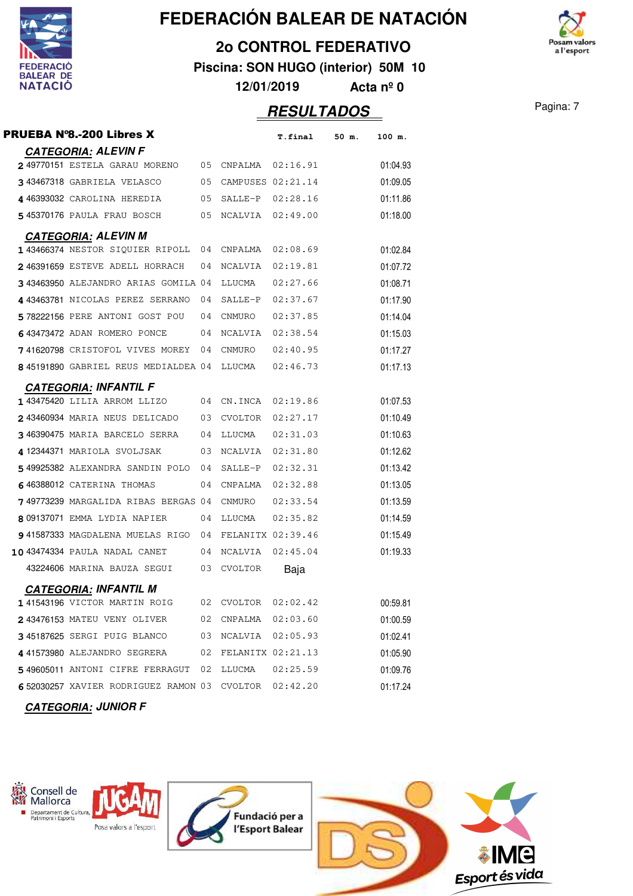# FEDERACIÓN BALEAR DE NATACIÓN

## 2o CONTROL FEDERATIVO

**Piscina: SON HUGO (interior) 50M 10**

**12/01/2019 Acta nº 0**

## RESULTADOS

### PRUEBA Nº8.-200 Libres X

| | | | | | T.final | 50 m. | 100 m. |
|---|---|---|---|---|---|---|---|
| **CATEGORIA: ALEVIN F** | | | | | | | |
| 2 | 49770151 | ESTELA GARAU MORENO | 05 | CNPALMA | 02:16.91 | | 01:04.93 |
| 3 | 43467318 | GABRIELA VELASCO | 05 | CAMPUSES | 02:21.14 | | 01:09.05 |
| 4 | 46393032 | CAROLINA HEREDIA | 05 | SALLE-P | 02:28.16 | | 01:11.86 |
| 5 | 45370176 | PAULA FRAU BOSCH | 05 | NCALVIA | 02:49.00 | | 01:18.00 |
| **CATEGORIA: ALEVIN M** | | | | | | | |
| 1 | 43466374 | NESTOR SIQUIER RIPOLL | 04 | CNPALMA | 02:08.69 | | 01:02.84 |
| 2 | 46391659 | ESTEVE ADELL HORRACH | 04 | NCALVIA | 02:19.81 | | 01:07.72 |
| 3 | 43463950 | ALEJANDRO ARIAS GOMILA | 04 | LLUCMA | 02:27.66 | | 01:08.71 |
| 4 | 43463781 | NICOLAS PEREZ SERRANO | 04 | SALLE-P | 02:37.67 | | 01:17.90 |
| 5 | 78222156 | PERE ANTONI GOST POU | 04 | CNMURO | 02:37.85 | | 01:14.04 |
| 6 | 43473472 | ADAN ROMERO PONCE | 04 | NCALVIA | 02:38.54 | | 01:15.03 |
| 7 | 41620798 | CRISTOFOL VIVES MOREY | 04 | CNMURO | 02:40.95 | | 01:17.27 |
| 8 | 45191890 | GABRIEL REUS MEDIALDEA | 04 | LLUCMA | 02:46.73 | | 01:17.13 |
| **CATEGORIA: INFANTIL F** | | | | | | | |
| 1 | 43475420 | LILIA ARROM LLIZO | 04 | CN.INCA | 02:19.86 | | 01:07.53 |
| 2 | 43460934 | MARIA NEUS DELICADO | 03 | CVOLTOR | 02:27.17 | | 01:10.49 |
| 3 | 46390475 | MARIA BARCELO SERRA | 04 | LLUCMA | 02:31.03 | | 01:10.63 |
| 4 | 12344371 | MARIOLA SVOLJSAK | 03 | NCALVIA | 02:31.80 | | 01:12.62 |
| 5 | 49925382 | ALEXANDRA SANDIN POLO | 04 | SALLE-P | 02:32.31 | | 01:13.42 |
| 6 | 46388012 | CATERINA THOMAS | 04 | CNPALMA | 02:32.88 | | 01:13.05 |
| 7 | 49773239 | MARGALIDA RIBAS BERGAS | 04 | CNMURO | 02:33.54 | | 01:13.59 |
| 8 | 09137071 | EMMA LYDIA NAPIER | 04 | LLUCMA | 02:35.82 | | 01:14.59 |
| 9 | 41587333 | MAGDALENA MUELAS RIGO | 04 | FELANITX | 02:39.46 | | 01:15.49 |
| 10 | 43474334 | PAULA NADAL CANET | 04 | NCALVIA | 02:45.04 | | 01:19.33 |
| | 43224606 | MARINA BAUZA SEGUI | 03 | CVOLTOR | Baja | | |
| **CATEGORIA: INFANTIL M** | | | | | | | |
| 1 | 41543196 | VICTOR MARTIN ROIG | 02 | CVOLTOR | 02:02.42 | | 00:59.81 |
| 2 | 43476153 | MATEU VENY OLIVER | 02 | CNPALMA | 02:03.60 | | 01:00.59 |
| 3 | 45187625 | SERGI PUIG BLANCO | 03 | NCALVIA | 02:05.93 | | 01:02.41 |
| 4 | 41573980 | ALEJANDRO SEGRERA | 02 | FELANITX | 02:21.13 | | 01:05.90 |
| 5 | 49605011 | ANTONI CIFRE FERRAGUT | 02 | LLUCMA | 02:25.59 | | 01:09.76 |
| 6 | 52030257 | XAVIER RODRIGUEZ RAMON | 03 | CVOLTOR | 02:42.20 | | 01:17.24 |

**CATEGORIA: JUNIOR F**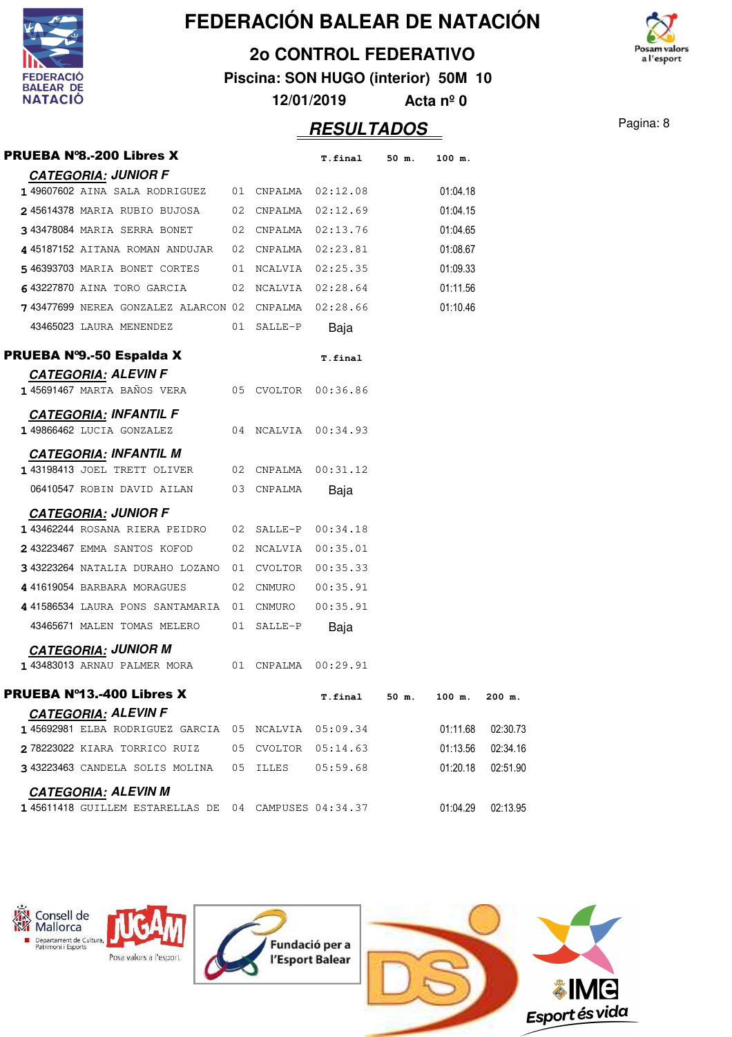# FEDERACIÓN BALEAR DE NATACIÓN

## 2o CONTROL FEDERATIVO

**Piscina: SON HUGO (interior) 50M 10**

**12/01/2019 Acta nº 0**

## RESULTADOS

### PRUEBA Nº8.-200 Libres X

| | | | | | T.final | 50 m. | 100 m. |
|---|---|---|---|---|---|---|---|
| **CATEGORIA: JUNIOR F** | | | | | | | |
| 1 | 49607602 | AINA SALA RODRIGUEZ | 01 | CNPALMA | 02:12.08 | | 01:04.18 |
| 2 | 45614378 | MARIA RUBIO BUJOSA | 02 | CNPALMA | 02:12.69 | | 01:04.15 |
| 3 | 43478084 | MARIA SERRA BONET | 02 | CNPALMA | 02:13.76 | | 01:04.65 |
| 4 | 45187152 | AITANA ROMAN ANDUJAR | 02 | CNPALMA | 02:23.81 | | 01:08.67 |
| 5 | 46393703 | MARIA BONET CORTES | 01 | NCALVIA | 02:25.35 | | 01:09.33 |
| 6 | 43227870 | AINA TORO GARCIA | 02 | NCALVIA | 02:28.64 | | 01:11.56 |
| 7 | 43477699 | NEREA GONZALEZ ALARCON | 02 | CNPALMA | 02:28.66 | | 01:10.46 |
| | 43465023 | LAURA MENENDEZ | 01 | SALLE-P | Baja | | |

### PRUEBA Nº9.-50 Espalda X

| | | | | | T.final |
|---|---|---|---|---|---|
| **CATEGORIA: ALEVIN F** | | | | | |
| 1 | 45691467 | MARTA BAÑOS VERA | 05 | CVOLTOR | 00:36.86 |
| **CATEGORIA: INFANTIL F** | | | | | |
| 1 | 49866462 | LUCIA GONZALEZ | 04 | NCALVIA | 00:34.93 |
| **CATEGORIA: INFANTIL M** | | | | | |
| 1 | 43198413 | JOEL TRETT OLIVER | 02 | CNPALMA | 00:31.12 |
| | 06410547 | ROBIN DAVID AILAN | 03 | CNPALMA | Baja |
| **CATEGORIA: JUNIOR F** | | | | | |
| 1 | 43462244 | ROSANA RIERA PEIDRO | 02 | SALLE-P | 00:34.18 |
| 2 | 43223467 | EMMA SANTOS KOFOD | 02 | NCALVIA | 00:35.01 |
| 3 | 43223264 | NATALIA DURAHO LOZANO | 01 | CVOLTOR | 00:35.33 |
| 4 | 41619054 | BARBARA MORAGUES | 02 | CNMURO | 00:35.91 |
| 4 | 41586534 | LAURA PONS SANTAMARIA | 01 | CNMURO | 00:35.91 |
| | 43465671 | MALEN TOMAS MELERO | 01 | SALLE-P | Baja |
| **CATEGORIA: JUNIOR M** | | | | | |
| 1 | 43483013 | ARNAU PALMER MORA | 01 | CNPALMA | 00:29.91 |

### PRUEBA Nº13.-400 Libres X

| | | | | | T.final | 50 m. | 100 m. | 200 m. |
|---|---|---|---|---|---|---|---|---|
| **CATEGORIA: ALEVIN F** | | | | | | | | |
| 1 | 45692981 | ELBA RODRIGUEZ GARCIA | 05 | NCALVIA | 05:09.34 | | 01:11.68 | 02:30.73 |
| 2 | 78223022 | KIARA TORRICO RUIZ | 05 | CVOLTOR | 05:14.63 | | 01:13.56 | 02:34.16 |
| 3 | 43223463 | CANDELA SOLIS MOLINA | 05 | ILLES | 05:59.68 | | 01:20.18 | 02:51.90 |
| **CATEGORIA: ALEVIN M** | | | | | | | | |
| 1 | 45611418 | GUILLEM ESTARELLAS DE | 04 | CAMPUSES | 04:34.37 | | 01:04.29 | 02:13.95 |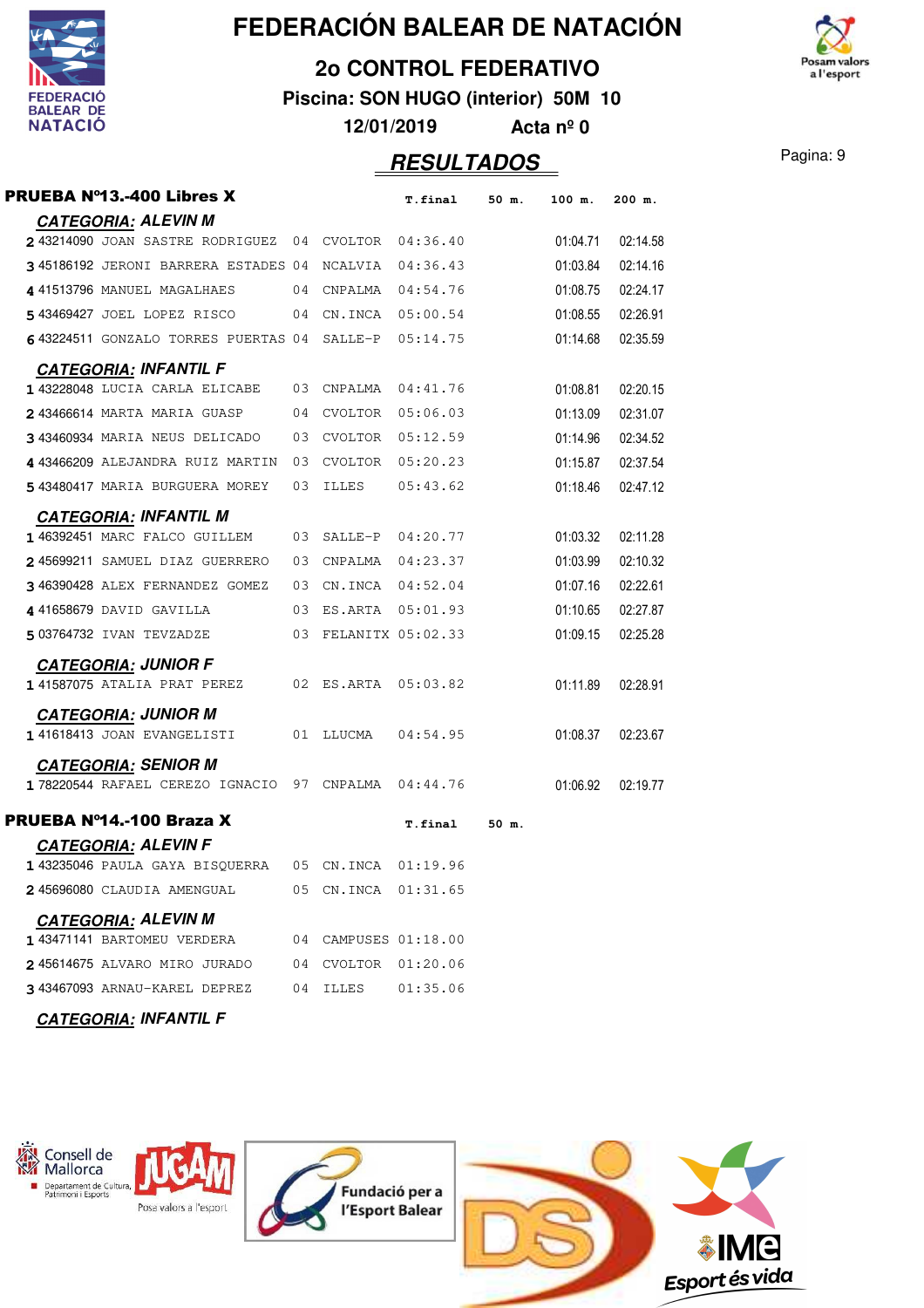# FEDERACIÓN BALEAR DE NATACIÓN

## 2o CONTROL FEDERATIVO

**Piscina: SON HUGO (interior) 50M 10**

**12/01/2019 Acta nº 0**

## RESULTADOS

### PRUEBA Nº13.-400 Libres X

| | | | | | T.final | 50 m. | 100 m. | 200 m. |
|---|---|---|---|---|---|---|---|---|
| **CATEGORIA: ALEVIN M** | | | | | | | | |
| 2 | 43214090 | JOAN SASTRE RODRIGUEZ | 04 | CVOLTOR | 04:36.40 | | 01:04.71 | 02:14.58 |
| 3 | 45186192 | JERONI BARRERA ESTADES | 04 | NCALVIA | 04:36.43 | | 01:03.84 | 02:14.16 |
| 4 | 41513796 | MANUEL MAGALHAES | 04 | CNPALMA | 04:54.76 | | 01:08.75 | 02:24.17 |
| 5 | 43469427 | JOEL LOPEZ RISCO | 04 | CN.INCA | 05:00.54 | | 01:08.55 | 02:26.91 |
| 6 | 43224511 | GONZALO TORRES PUERTAS | 04 | SALLE-P | 05:14.75 | | 01:14.68 | 02:35.59 |
| **CATEGORIA: INFANTIL F** | | | | | | | | |
| 1 | 43228048 | LUCIA CARLA ELICABE | 03 | CNPALMA | 04:41.76 | | 01:08.81 | 02:20.15 |
| 2 | 43466614 | MARTA MARIA GUASP | 04 | CVOLTOR | 05:06.03 | | 01:13.09 | 02:31.07 |
| 3 | 43460934 | MARIA NEUS DELICADO | 03 | CVOLTOR | 05:12.59 | | 01:14.96 | 02:34.52 |
| 4 | 43466209 | ALEJANDRA RUIZ MARTIN | 03 | CVOLTOR | 05:20.23 | | 01:15.87 | 02:37.54 |
| 5 | 43480417 | MARIA BURGUERA MOREY | 03 | ILLES | 05:43.62 | | 01:18.46 | 02:47.12 |
| **CATEGORIA: INFANTIL M** | | | | | | | | |
| 1 | 46392451 | MARC FALCO GUILLEM | 03 | SALLE-P | 04:20.77 | | 01:03.32 | 02:11.28 |
| 2 | 45699211 | SAMUEL DIAZ GUERRERO | 03 | CNPALMA | 04:23.37 | | 01:03.99 | 02:10.32 |
| 3 | 46390428 | ALEX FERNANDEZ GOMEZ | 03 | CN.INCA | 04:52.04 | | 01:07.16 | 02:22.61 |
| 4 | 41658679 | DAVID GAVILLA | 03 | ES.ARTA | 05:01.93 | | 01:10.65 | 02:27.87 |
| 5 | 03764732 | IVAN TEVZADZE | 03 | FELANITX | 05:02.33 | | 01:09.15 | 02:25.28 |
| **CATEGORIA: JUNIOR F** | | | | | | | | |
| 1 | 41587075 | ATALIA PRAT PEREZ | 02 | ES.ARTA | 05:03.82 | | 01:11.89 | 02:28.91 |
| **CATEGORIA: JUNIOR M** | | | | | | | | |
| 1 | 41618413 | JOAN EVANGELISTI | 01 | LLUCMA | 04:54.95 | | 01:08.37 | 02:23.67 |
| **CATEGORIA: SENIOR M** | | | | | | | | |
| 1 | 78220544 | RAFAEL CEREZO IGNACIO | 97 | CNPALMA | 04:44.76 | | 01:06.92 | 02:19.77 |

### PRUEBA Nº14.-100 Braza X

| | | | | | T.final | 50 m. |
|---|---|---|---|---|---|---|
| **CATEGORIA: ALEVIN F** | | | | | | |
| 1 | 43235046 | PAULA GAYA BISQUERRA | 05 | CN.INCA | 01:19.96 | |
| 2 | 45696080 | CLAUDIA AMENGUAL | 05 | CN.INCA | 01:31.65 | |
| **CATEGORIA: ALEVIN M** | | | | | | |
| 1 | 43471141 | BARTOMEU VERDERA | 04 | CAMPUSES | 01:18.00 | |
| 2 | 45614675 | ALVARO MIRO JURADO | 04 | CVOLTOR | 01:20.06 | |
| 3 | 43467093 | ARNAU-KAREL DEPREZ | 04 | ILLES | 01:35.06 | |

**CATEGORIA: INFANTIL F**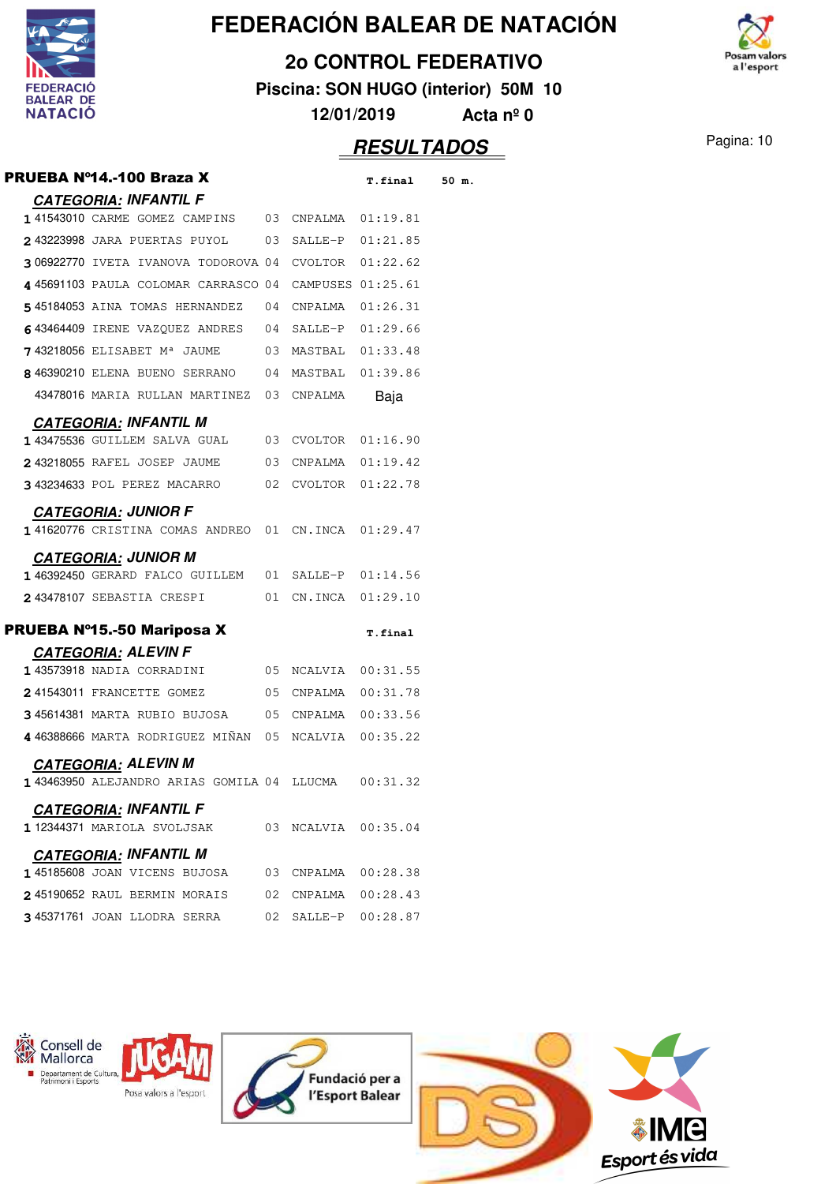# FEDERACIÓN BALEAR DE NATACIÓN

## 2o CONTROL FEDERATIVO

**Piscina: SON HUGO (interior) 50M 10**

**12/01/2019 Acta nº 0**

## RESULTADOS

### PRUEBA Nº14.-100 Braza X

**CATEGORIA: INFANTIL F**

| | Licencia | Nombre | Año | Club | T.final | 50 m. |
|---|---|---|---|---|---|---|
| 1 | 41543010 | CARME GOMEZ CAMPINS | 03 | CNPALMA | 01:19.81 | |
| 2 | 43223998 | JARA PUERTAS PUYOL | 03 | SALLE-P | 01:21.85 | |
| 3 | 06922770 | IVETA IVANOVA TODOROVA | 04 | CVOLTOR | 01:22.62 | |
| 4 | 45691103 | PAULA COLOMAR CARRASCO | 04 | CAMPUSES | 01:25.61 | |
| 5 | 45184053 | AINA TOMAS HERNANDEZ | 04 | CNPALMA | 01:26.31 | |
| 6 | 43464409 | IRENE VAZQUEZ ANDRES | 04 | SALLE-P | 01:29.66 | |
| 7 | 43218056 | ELISABET Mª JAUME | 03 | MASTBAL | 01:33.48 | |
| 8 | 46390210 | ELENA BUENO SERRANO | 04 | MASTBAL | 01:39.86 | |
| | 43478016 | MARIA RULLAN MARTINEZ | 03 | CNPALMA | Baja | |

**CATEGORIA: INFANTIL M**

| | Licencia | Nombre | Año | Club | T.final |
|---|---|---|---|---|---|
| 1 | 43475536 | GUILLEM SALVA GUAL | 03 | CVOLTOR | 01:16.90 |
| 2 | 43218055 | RAFEL JOSEP JAUME | 03 | CNPALMA | 01:19.42 |
| 3 | 43234633 | POL PEREZ MACARRO | 02 | CVOLTOR | 01:22.78 |

**CATEGORIA: JUNIOR F**

| | Licencia | Nombre | Año | Club | T.final |
|---|---|---|---|---|---|
| 1 | 41620776 | CRISTINA COMAS ANDREO | 01 | CN.INCA | 01:29.47 |

**CATEGORIA: JUNIOR M**

| | Licencia | Nombre | Año | Club | T.final |
|---|---|---|---|---|---|
| 1 | 46392450 | GERARD FALCO GUILLEM | 01 | SALLE-P | 01:14.56 |
| 2 | 43478107 | SEBASTIA CRESPI | 01 | CN.INCA | 01:29.10 |

### PRUEBA Nº15.-50 Mariposa X

**CATEGORIA: ALEVIN F**

| | Licencia | Nombre | Año | Club | T.final |
|---|---|---|---|---|---|
| 1 | 43573918 | NADIA CORRADINI | 05 | NCALVIA | 00:31.55 |
| 2 | 41543011 | FRANCETTE GOMEZ | 05 | CNPALMA | 00:31.78 |
| 3 | 45614381 | MARTA RUBIO BUJOSA | 05 | CNPALMA | 00:33.56 |
| 4 | 46388666 | MARTA RODRIGUEZ MIÑAN | 05 | NCALVIA | 00:35.22 |

**CATEGORIA: ALEVIN M**

| | Licencia | Nombre | Año | Club | T.final |
|---|---|---|---|---|---|
| 1 | 43463950 | ALEJANDRO ARIAS GOMILA | 04 | LLUCMA | 00:31.32 |

**CATEGORIA: INFANTIL F**

| | Licencia | Nombre | Año | Club | T.final |
|---|---|---|---|---|---|
| 1 | 12344371 | MARIOLA SVOLJSAK | 03 | NCALVIA | 00:35.04 |

**CATEGORIA: INFANTIL M**

| | Licencia | Nombre | Año | Club | T.final |
|---|---|---|---|---|---|
| 1 | 45185608 | JOAN VICENS BUJOSA | 03 | CNPALMA | 00:28.38 |
| 2 | 45190652 | RAUL BERMIN MORAIS | 02 | CNPALMA | 00:28.43 |
| 3 | 45371761 | JOAN LLODRA SERRA | 02 | SALLE-P | 00:28.87 |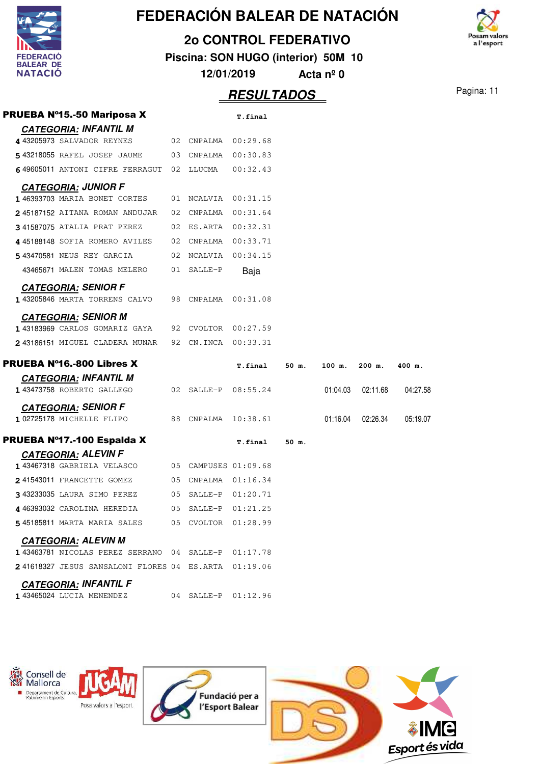# FEDERACIÓN BALEAR DE NATACIÓN

## 2o CONTROL FEDERATIVO

**Piscina: SON HUGO (interior) 50M 10**

**12/01/2019 Acta nº 0**

## RESULTADOS

### PRUEBA Nº15.-50 Mariposa X

**CATEGORIA: INFANTIL M**

| Pos. | Licencia | Nombre | Año | Club | T.final |
|---|---|---|---|---|---|
| 4 | 43205973 | SALVADOR REYNES | 02 | CNPALMA | 00:29.68 |
| 5 | 43218055 | RAFEL JOSEP JAUME | 03 | CNPALMA | 00:30.83 |
| 6 | 49605011 | ANTONI CIFRE FERRAGUT | 02 | LLUCMA | 00:32.43 |

**CATEGORIA: JUNIOR F**

| Pos. | Licencia | Nombre | Año | Club | T.final |
|---|---|---|---|---|---|
| 1 | 46393703 | MARIA BONET CORTES | 01 | NCALVIA | 00:31.15 |
| 2 | 45187152 | AITANA ROMAN ANDUJAR | 02 | CNPALMA | 00:31.64 |
| 3 | 41587075 | ATALIA PRAT PEREZ | 02 | ES.ARTA | 00:32.31 |
| 4 | 45188148 | SOFIA ROMERO AVILES | 02 | CNPALMA | 00:33.71 |
| 5 | 43470581 | NEUS REY GARCIA | 02 | NCALVIA | 00:34.15 |
| | 43465671 | MALEN TOMAS MELERO | 01 | SALLE-P | Baja |

**CATEGORIA: SENIOR F**

| Pos. | Licencia | Nombre | Año | Club | T.final |
|---|---|---|---|---|---|
| 1 | 43205846 | MARTA TORRENS CALVO | 98 | CNPALMA | 00:31.08 |

**CATEGORIA: SENIOR M**

| Pos. | Licencia | Nombre | Año | Club | T.final |
|---|---|---|---|---|---|
| 1 | 43183969 | CARLOS GOMARIZ GAYA | 92 | CVOLTOR | 00:27.59 |
| 2 | 43186151 | MIGUEL CLADERA MUNAR | 92 | CN.INCA | 00:33.31 |

### PRUEBA Nº16.-800 Libres X

**CATEGORIA: INFANTIL M**

| Pos. | Licencia | Nombre | Año | Club | T.final | 50 m. | 100 m. | 200 m. | 400 m. |
|---|---|---|---|---|---|---|---|---|---|
| 1 | 43473758 | ROBERTO GALLEGO | 02 | SALLE-P | 08:55.24 | | 01:04.03 | 02:11.68 | 04:27.58 |

**CATEGORIA: SENIOR F**

| Pos. | Licencia | Nombre | Año | Club | T.final | 50 m. | 100 m. | 200 m. | 400 m. |
|---|---|---|---|---|---|---|---|---|---|
| 1 | 02725178 | MICHELLE FLIPO | 88 | CNPALMA | 10:38.61 | | 01:16.04 | 02:26.34 | 05:19.07 |

### PRUEBA Nº17.-100 Espalda X

**CATEGORIA: ALEVIN F**

| Pos. | Licencia | Nombre | Año | Club | T.final | 50 m. |
|---|---|---|---|---|---|---|
| 1 | 43467318 | GABRIELA VELASCO | 05 | CAMPUSES | 01:09.68 | |
| 2 | 41543011 | FRANCETTE GOMEZ | 05 | CNPALMA | 01:16.34 | |
| 3 | 43233035 | LAURA SIMO PEREZ | 05 | SALLE-P | 01:20.71 | |
| 4 | 46393032 | CAROLINA HEREDIA | 05 | SALLE-P | 01:21.25 | |
| 5 | 45185811 | MARTA MARIA SALES | 05 | CVOLTOR | 01:28.99 | |

**CATEGORIA: ALEVIN M**

| Pos. | Licencia | Nombre | Año | Club | T.final | 50 m. |
|---|---|---|---|---|---|---|
| 1 | 43463781 | NICOLAS PEREZ SERRANO | 04 | SALLE-P | 01:17.78 | |
| 2 | 41618327 | JESUS SANSALONI FLORES | 04 | ES.ARTA | 01:19.06 | |

**CATEGORIA: INFANTIL F**

| Pos. | Licencia | Nombre | Año | Club | T.final | 50 m. |
|---|---|---|---|---|---|---|
| 1 | 43465024 | LUCIA MENENDEZ | 04 | SALLE-P | 01:12.96 | |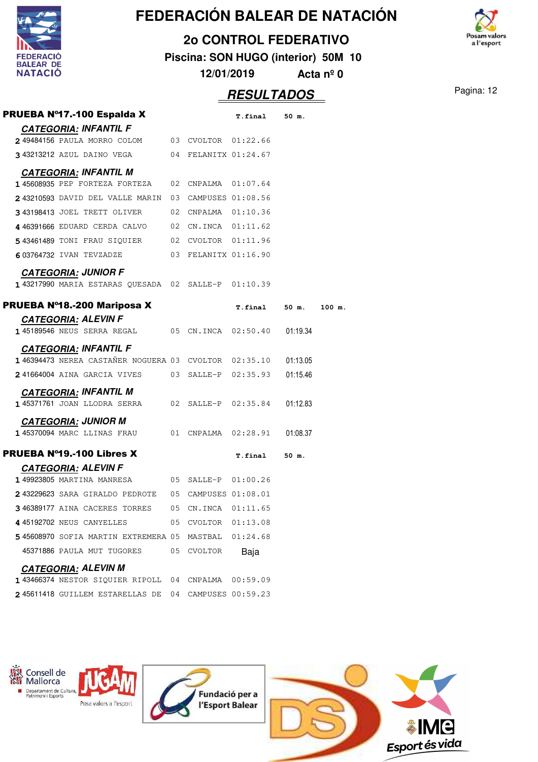# FEDERACIÓN BALEAR DE NATACIÓN

## 2o CONTROL FEDERATIVO

**Piscina: SON HUGO (interior) 50M 10**

**12/01/2019 Acta nº 0**

## RESULTADOS

### PRUEBA Nº17.-100 Espalda X

**CATEGORIA: INFANTIL F**

| Pos | Licencia | Nombre | Año | Club | T.final | 50 m. |
|---|---|---|---|---|---|---|
| 2 | 49484156 | PAULA MORRO COLOM | 03 | CVOLTOR | 01:22.66 | |
| 3 | 43213212 | AZUL DAINO VEGA | 04 | FELANITX | 01:24.67 | |

**CATEGORIA: INFANTIL M**

| Pos | Licencia | Nombre | Año | Club | T.final | 50 m. |
|---|---|---|---|---|---|---|
| 1 | 45608935 | PEP FORTEZA FORTEZA | 02 | CNPALMA | 01:07.64 | |
| 2 | 43210593 | DAVID DEL VALLE MARIN | 03 | CAMPUSES | 01:08.56 | |
| 3 | 43198413 | JOEL TRETT OLIVER | 02 | CNPALMA | 01:10.36 | |
| 4 | 46391666 | EDUARD CERDA CALVO | 02 | CN.INCA | 01:11.62 | |
| 5 | 43461489 | TONI FRAU SIQUIER | 02 | CVOLTOR | 01:11.96 | |
| 6 | 03764732 | IVAN TEVZADZE | 03 | FELANITX | 01:16.90 | |

**CATEGORIA: JUNIOR F**

| Pos | Licencia | Nombre | Año | Club | T.final | 50 m. |
|---|---|---|---|---|---|---|
| 1 | 43217990 | MARIA ESTARAS QUESADA | 02 | SALLE-P | 01:10.39 | |

### PRUEBA Nº18.-200 Mariposa X

**CATEGORIA: ALEVIN F**

| Pos | Licencia | Nombre | Año | Club | T.final | 50 m. | 100 m. |
|---|---|---|---|---|---|---|---|
| 1 | 45189546 | NEUS SERRA REGAL | 05 | CN.INCA | 02:50.40 | 01:19.34 | |

**CATEGORIA: INFANTIL F**

| Pos | Licencia | Nombre | Año | Club | T.final | 50 m. | 100 m. |
|---|---|---|---|---|---|---|---|
| 1 | 46394473 | NEREA CASTAÑER NOGUERA | 03 | CVOLTOR | 02:35.10 | 01:13.05 | |
| 2 | 41664004 | AINA GARCIA VIVES | 03 | SALLE-P | 02:35.93 | 01:15.46 | |

**CATEGORIA: INFANTIL M**

| Pos | Licencia | Nombre | Año | Club | T.final | 50 m. | 100 m. |
|---|---|---|---|---|---|---|---|
| 1 | 45371761 | JOAN LLODRA SERRA | 02 | SALLE-P | 02:35.84 | 01:12.83 | |

**CATEGORIA: JUNIOR M**

| Pos | Licencia | Nombre | Año | Club | T.final | 50 m. | 100 m. |
|---|---|---|---|---|---|---|---|
| 1 | 45370094 | MARC LLINAS FRAU | 01 | CNPALMA | 02:28.91 | 01:08.37 | |

### PRUEBA Nº19.-100 Libres X

**CATEGORIA: ALEVIN F**

| Pos | Licencia | Nombre | Año | Club | T.final | 50 m. |
|---|---|---|---|---|---|---|
| 1 | 49923805 | MARTINA MANRESA | 05 | SALLE-P | 01:00.26 | |
| 2 | 43229623 | SARA GIRALDO PEDROTE | 05 | CAMPUSES | 01:08.01 | |
| 3 | 46389177 | AINA CACERES TORRES | 05 | CN.INCA | 01:11.65 | |
| 4 | 45192702 | NEUS CANYELLES | 05 | CVOLTOR | 01:13.08 | |
| 5 | 45608970 | SOFIA MARTIN EXTREMERA | 05 | MASTBAL | 01:24.68 | |
| | 45371886 | PAULA MUT TUGORES | 05 | CVOLTOR | Baja | |

**CATEGORIA: ALEVIN M**

| Pos | Licencia | Nombre | Año | Club | T.final | 50 m. |
|---|---|---|---|---|---|---|
| 1 | 43466374 | NESTOR SIQUIER RIPOLL | 04 | CNPALMA | 00:59.09 | |
| 2 | 45611418 | GUILLEM ESTARELLAS DE | 04 | CAMPUSES | 00:59.23 | |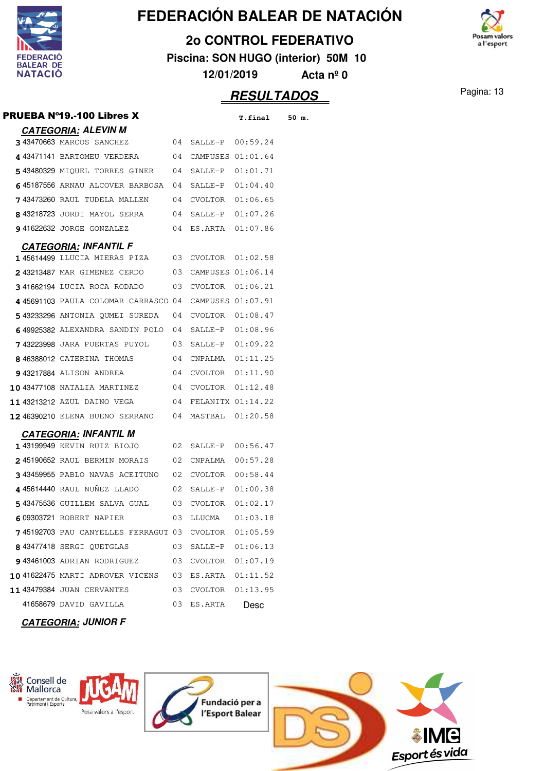# FEDERACIÓN BALEAR DE NATACIÓN

## 2o CONTROL FEDERATIVO

**Piscina: SON HUGO (interior) 50M 10**

**12/01/2019 Acta nº 0**

## *RESULTADOS*

### PRUEBA Nº19.-100 Libres X

**CATEGORIA: ALEVIN M**

| Pos | Licencia | Nombre | Año | Club | T.final | 50 m. |
|---|---|---|---|---|---|---|
| 3 | 43470663 | MARCOS SANCHEZ | 04 | SALLE-P | 00:59.24 | |
| 4 | 43471141 | BARTOMEU VERDERA | 04 | CAMPUSES | 01:01.64 | |
| 5 | 43480329 | MIQUEL TORRES GINER | 04 | SALLE-P | 01:01.71 | |
| 6 | 45187556 | ARNAU ALCOVER BARBOSA | 04 | SALLE-P | 01:04.40 | |
| 7 | 43473260 | RAUL TUDELA MALLEN | 04 | CVOLTOR | 01:06.65 | |
| 8 | 43218723 | JORDI MAYOL SERRA | 04 | SALLE-P | 01:07.26 | |
| 9 | 41622632 | JORGE GONZALEZ | 04 | ES.ARTA | 01:07.86 | |

**CATEGORIA: INFANTIL F**

| Pos | Licencia | Nombre | Año | Club | T.final | 50 m. |
|---|---|---|---|---|---|---|
| 1 | 45614499 | LLUCIA MIERAS PIZA | 03 | CVOLTOR | 01:02.58 | |
| 2 | 43213487 | MAR GIMENEZ CERDO | 03 | CAMPUSES | 01:06.14 | |
| 3 | 41662194 | LUCIA ROCA RODADO | 03 | CVOLTOR | 01:06.21 | |
| 4 | 45691103 | PAULA COLOMAR CARRASCO | 04 | CAMPUSES | 01:07.91 | |
| 5 | 43233296 | ANTONIA QUMEI SUREDA | 04 | CVOLTOR | 01:08.47 | |
| 6 | 49925382 | ALEXANDRA SANDIN POLO | 04 | SALLE-P | 01:08.96 | |
| 7 | 43223998 | JARA PUERTAS PUYOL | 03 | SALLE-P | 01:09.22 | |
| 8 | 46388012 | CATERINA THOMAS | 04 | CNPALMA | 01:11.25 | |
| 9 | 43217884 | ALISON ANDREA | 04 | CVOLTOR | 01:11.90 | |
| 10 | 43477108 | NATALIA MARTINEZ | 04 | CVOLTOR | 01:12.48 | |
| 11 | 43213212 | AZUL DAINO VEGA | 04 | FELANITX | 01:14.22 | |
| 12 | 46390210 | ELENA BUENO SERRANO | 04 | MASTBAL | 01:20.58 | |

**CATEGORIA: INFANTIL M**

| Pos | Licencia | Nombre | Año | Club | T.final | 50 m. |
|---|---|---|---|---|---|---|
| 1 | 43199949 | KEVIN RUIZ BIOJO | 02 | SALLE-P | 00:56.47 | |
| 2 | 45190652 | RAUL BERMIN MORAIS | 02 | CNPALMA | 00:57.28 | |
| 3 | 43459955 | PABLO NAVAS ACEITUNO | 02 | CVOLTOR | 00:58.44 | |
| 4 | 45614440 | RAUL NUÑEZ LLADO | 02 | SALLE-P | 01:00.38 | |
| 5 | 43475536 | GUILLEM SALVA GUAL | 03 | CVOLTOR | 01:02.17 | |
| 6 | 09303721 | ROBERT NAPIER | 03 | LLUCMA | 01:03.18 | |
| 7 | 45192703 | PAU CANYELLES FERRAGUT | 03 | CVOLTOR | 01:05.59 | |
| 8 | 43477418 | SERGI QUETGLAS | 03 | SALLE-P | 01:06.13 | |
| 9 | 43461003 | ADRIAN RODRIGUEZ | 03 | CVOLTOR | 01:07.19 | |
| 10 | 41622475 | MARTI ADROVER VICENS | 03 | ES.ARTA | 01:11.52 | |
| 11 | 43479384 | JUAN CERVANTES | 03 | CVOLTOR | 01:13.95 | |
| | 41658679 | DAVID GAVILLA | 03 | ES.ARTA | Desc | |

**CATEGORIA: JUNIOR F**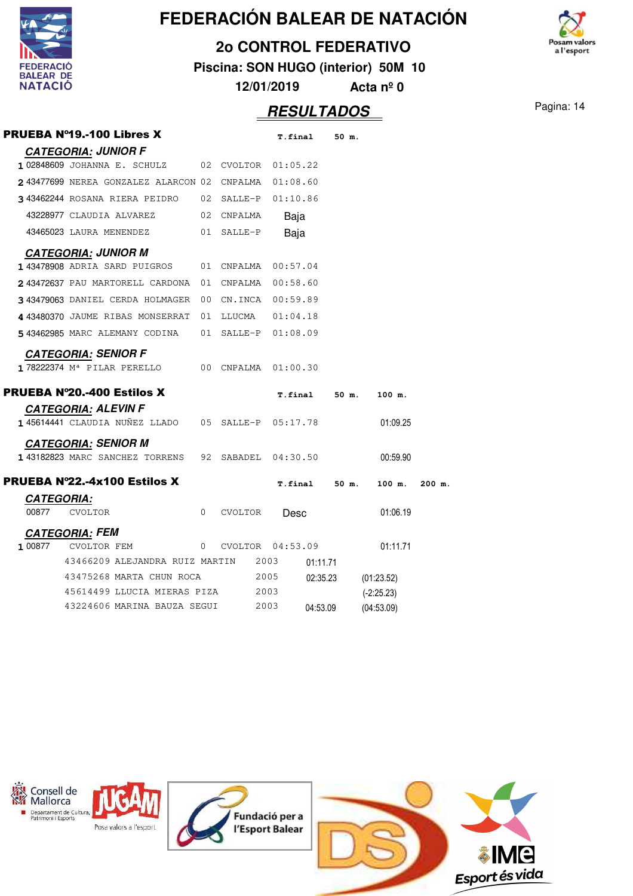# FEDERACIÓN BALEAR DE NATACIÓN

## 2o CONTROL FEDERATIVO

**Piscina: SON HUGO (interior) 50M 10**

**12/01/2019 Acta nº 0**

## RESULTADOS

### PRUEBA Nº19.-100 Libres X

| | | | | | T.final | 50 m. |
|---|---|---|---|---|---|---|
| ***CATEGORIA: JUNIOR F*** | | | | | | |
| 1 | 02848609 | JOHANNA E. SCHULZ | 02 | CVOLTOR | 01:05.22 | |
| 2 | 43477699 | NEREA GONZALEZ ALARCON | 02 | CNPALMA | 01:08.60 | |
| 3 | 43462244 | ROSANA RIERA PEIDRO | 02 | SALLE-P | 01:10.86 | |
| | 43228977 | CLAUDIA ALVAREZ | 02 | CNPALMA | Baja | |
| | 43465023 | LAURA MENENDEZ | 01 | SALLE-P | Baja | |
| ***CATEGORIA: JUNIOR M*** | | | | | | |
| 1 | 43478908 | ADRIA SARD PUIGROS | 01 | CNPALMA | 00:57.04 | |
| 2 | 43472637 | PAU MARTORELL CARDONA | 01 | CNPALMA | 00:58.60 | |
| 3 | 43479063 | DANIEL CERDA HOLMAGER | 00 | CN.INCA | 00:59.89 | |
| 4 | 43480370 | JAUME RIBAS MONSERRAT | 01 | LLUCMA | 01:04.18 | |
| 5 | 43462985 | MARC ALEMANY CODINA | 01 | SALLE-P | 01:08.09 | |
| ***CATEGORIA: SENIOR F*** | | | | | | |
| 1 | 78222374 | Mª PILAR PERELLO | 00 | CNPALMA | 01:00.30 | |

### PRUEBA Nº20.-400 Estilos X

| | | | | | T.final | 50 m. | 100 m. |
|---|---|---|---|---|---|---|---|
| ***CATEGORIA: ALEVIN F*** | | | | | | | |
| 1 | 45614441 | CLAUDIA NUÑEZ LLADO | 05 | SALLE-P | 05:17.78 | | 01:09.25 |
| ***CATEGORIA: SENIOR M*** | | | | | | | |
| 1 | 43182823 | MARC SANCHEZ TORRENS | 92 | SABADEL | 04:30.50 | | 00:59.90 |

### PRUEBA Nº22.-4x100 Estilos X

| | | | | | T.final | 50 m. | 100 m. | 200 m. |
|---|---|---|---|---|---|---|---|---|
| ***CATEGORIA:*** | | | | | | | | |
| | 00877 | CVOLTOR | 0 | CVOLTOR | Desc | | 01:06.19 | |
| ***CATEGORIA: FEM*** | | | | | | | | |
| 1 | 00877 | CVOLTOR FEM | 0 | CVOLTOR | 04:53.09 | | 01:11.71 | |
| | 43466209 | ALEJANDRA RUIZ MARTIN | 2003 | | 01:11.71 | | | |
| | 43475268 | MARTA CHUN ROCA | 2005 | | 02:35.23 | (01:23.52) | | |
| | 45614499 | LLUCIA MIERAS PIZA | 2003 | | | (-2:25.23) | | |
| | 43224606 | MARINA BAUZA SEGUI | 2003 | | 04:53.09 | (04:53.09) | | |